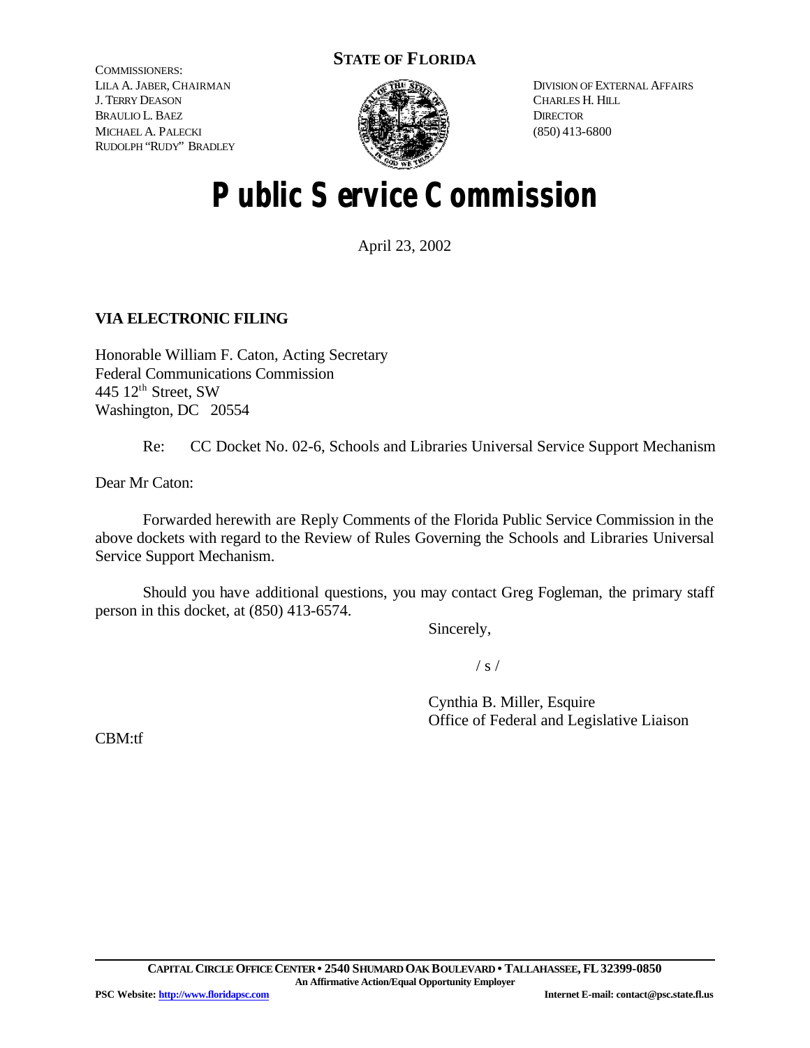**STATE OF FLORIDA**

COMMISSIONERS:
LILA A. JABER, CHAIRMAN
J. TERRY DEASON
BRAULIO L. BAEZ
MICHAEL A. PALECKI
RUDOLPH "RUDY" BRADLEY

DIVISION OF EXTERNAL AFFAIRS
CHARLES H. HILL
DIRECTOR
(850) 413-6800

# Public Service Commission

April 23, 2002

**VIA ELECTRONIC FILING**

Honorable William F. Caton, Acting Secretary
Federal Communications Commission
445 12th Street, SW
Washington, DC 20554

Re: CC Docket No. 02-6, Schools and Libraries Universal Service Support Mechanism

Dear Mr Caton:

Forwarded herewith are Reply Comments of the Florida Public Service Commission in the above dockets with regard to the Review of Rules Governing the Schools and Libraries Universal Service Support Mechanism.

Should you have additional questions, you may contact Greg Fogleman, the primary staff person in this docket, at (850) 413-6574.

Sincerely,

/ s /

Cynthia B. Miller, Esquire
Office of Federal and Legislative Liaison

CBM:tf

**CAPITAL CIRCLE OFFICE CENTER • 2540 SHUMARD OAK BOULEVARD • TALLAHASSEE, FL 32399-0850**
**An Affirmative Action/Equal Opportunity Employer**
**PSC Website: http://www.floridapsc.com** **Internet E-mail: contact@psc.state.fl.us**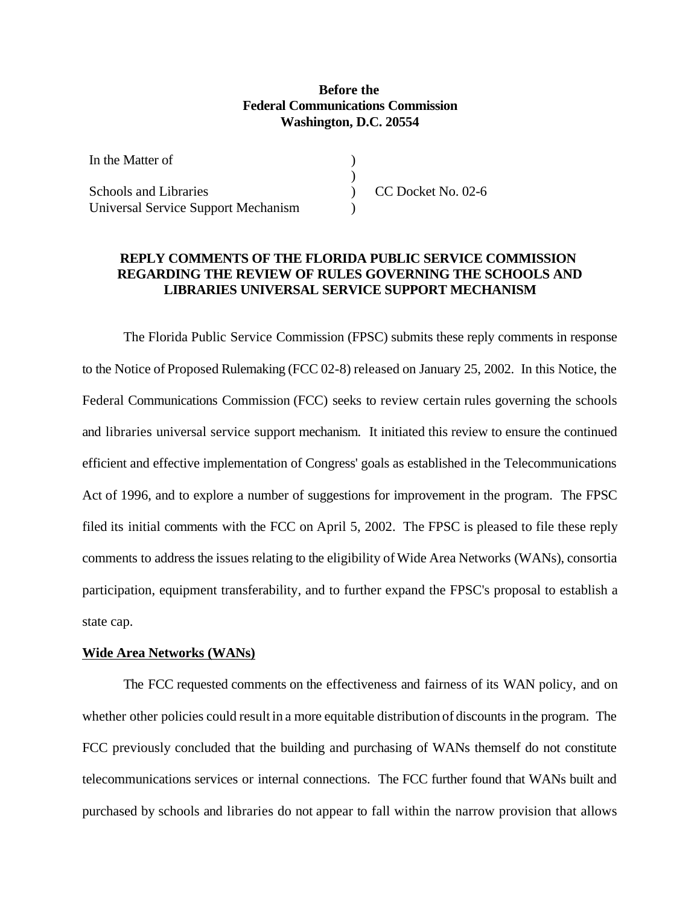**Before the**
**Federal Communications Commission**
**Washington, D.C. 20554**

| | | |
|---|---|---|
| In the Matter of | ) | |
| | ) | |
| Schools and Libraries | ) | CC Docket No. 02-6 |
| Universal Service Support Mechanism | ) | |

**REPLY COMMENTS OF THE FLORIDA PUBLIC SERVICE COMMISSION REGARDING THE REVIEW OF RULES GOVERNING THE SCHOOLS AND LIBRARIES UNIVERSAL SERVICE SUPPORT MECHANISM**

The Florida Public Service Commission (FPSC) submits these reply comments in response to the Notice of Proposed Rulemaking (FCC 02-8) released on January 25, 2002. In this Notice, the Federal Communications Commission (FCC) seeks to review certain rules governing the schools and libraries universal service support mechanism. It initiated this review to ensure the continued efficient and effective implementation of Congress' goals as established in the Telecommunications Act of 1996, and to explore a number of suggestions for improvement in the program. The FPSC filed its initial comments with the FCC on April 5, 2002. The FPSC is pleased to file these reply comments to address the issues relating to the eligibility of Wide Area Networks (WANs), consortia participation, equipment transferability, and to further expand the FPSC's proposal to establish a state cap.

**Wide Area Networks (WANs)**

The FCC requested comments on the effectiveness and fairness of its WAN policy, and on whether other policies could result in a more equitable distribution of discounts in the program. The FCC previously concluded that the building and purchasing of WANs themself do not constitute telecommunications services or internal connections. The FCC further found that WANs built and purchased by schools and libraries do not appear to fall within the narrow provision that allows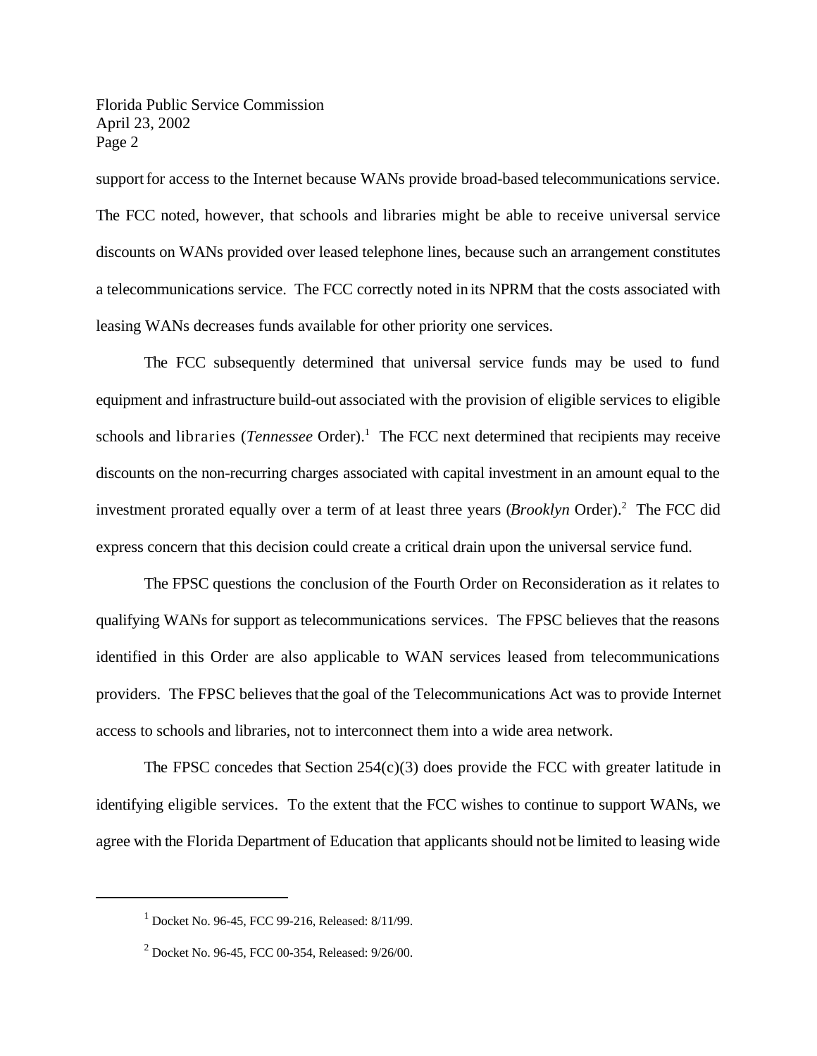support for access to the Internet because WANs provide broad-based telecommunications service. The FCC noted, however, that schools and libraries might be able to receive universal service discounts on WANs provided over leased telephone lines, because such an arrangement constitutes a telecommunications service. The FCC correctly noted in its NPRM that the costs associated with leasing WANs decreases funds available for other priority one services.

The FCC subsequently determined that universal service funds may be used to fund equipment and infrastructure build-out associated with the provision of eligible services to eligible schools and libraries (*Tennessee* Order).[1] The FCC next determined that recipients may receive discounts on the non-recurring charges associated with capital investment in an amount equal to the investment prorated equally over a term of at least three years (*Brooklyn* Order).[2] The FCC did express concern that this decision could create a critical drain upon the universal service fund.

The FPSC questions the conclusion of the Fourth Order on Reconsideration as it relates to qualifying WANs for support as telecommunications services. The FPSC believes that the reasons identified in this Order are also applicable to WAN services leased from telecommunications providers. The FPSC believes that the goal of the Telecommunications Act was to provide Internet access to schools and libraries, not to interconnect them into a wide area network.

The FPSC concedes that Section 254(c)(3) does provide the FCC with greater latitude in identifying eligible services. To the extent that the FCC wishes to continue to support WANs, we agree with the Florida Department of Education that applicants should not be limited to leasing wide

---

[1] Docket No. 96-45, FCC 99-216, Released: 8/11/99.

[2] Docket No. 96-45, FCC 00-354, Released: 9/26/00.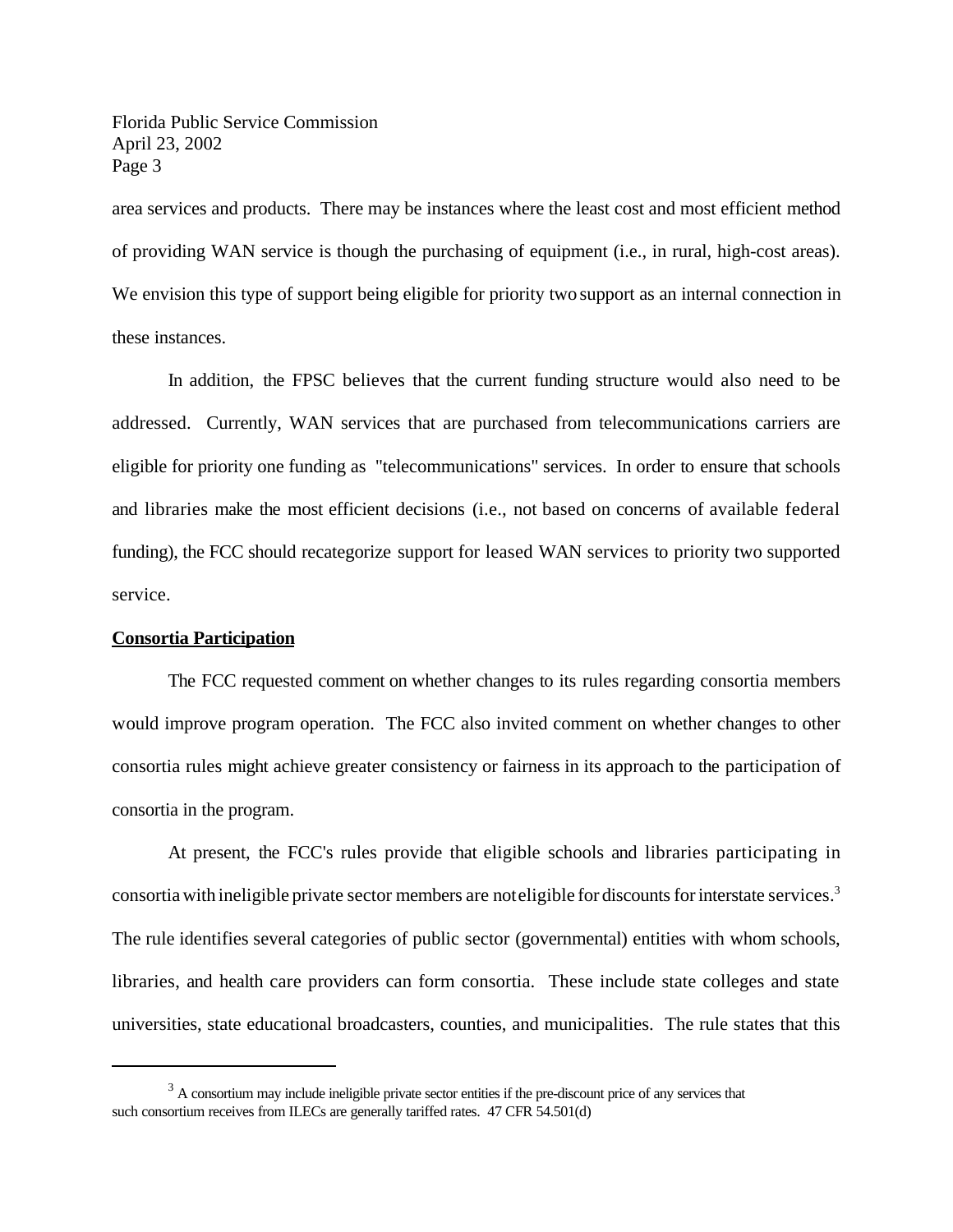area services and products. There may be instances where the least cost and most efficient method of providing WAN service is though the purchasing of equipment (i.e., in rural, high-cost areas). We envision this type of support being eligible for priority two support as an internal connection in these instances.

In addition, the FPSC believes that the current funding structure would also need to be addressed. Currently, WAN services that are purchased from telecommunications carriers are eligible for priority one funding as "telecommunications" services. In order to ensure that schools and libraries make the most efficient decisions (i.e., not based on concerns of available federal funding), the FCC should recategorize support for leased WAN services to priority two supported service.

**Consortia Participation**

The FCC requested comment on whether changes to its rules regarding consortia members would improve program operation. The FCC also invited comment on whether changes to other consortia rules might achieve greater consistency or fairness in its approach to the participation of consortia in the program.

At present, the FCC's rules provide that eligible schools and libraries participating in consortia with ineligible private sector members are not eligible for discounts for interstate services.[3] The rule identifies several categories of public sector (governmental) entities with whom schools, libraries, and health care providers can form consortia. These include state colleges and state universities, state educational broadcasters, counties, and municipalities. The rule states that this

[3] A consortium may include ineligible private sector entities if the pre-discount price of any services that such consortium receives from ILECs are generally tariffed rates. 47 CFR 54.501(d)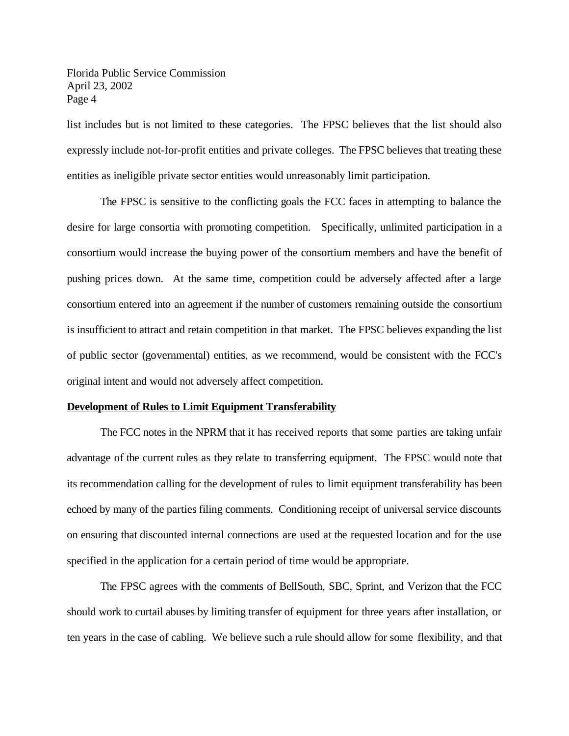list includes but is not limited to these categories. The FPSC believes that the list should also expressly include not-for-profit entities and private colleges. The FPSC believes that treating these entities as ineligible private sector entities would unreasonably limit participation.

The FPSC is sensitive to the conflicting goals the FCC faces in attempting to balance the desire for large consortia with promoting competition. Specifically, unlimited participation in a consortium would increase the buying power of the consortium members and have the benefit of pushing prices down. At the same time, competition could be adversely affected after a large consortium entered into an agreement if the number of customers remaining outside the consortium is insufficient to attract and retain competition in that market. The FPSC believes expanding the list of public sector (governmental) entities, as we recommend, would be consistent with the FCC's original intent and would not adversely affect competition.

**<u>Development of Rules to Limit Equipment Transferability</u>**

The FCC notes in the NPRM that it has received reports that some parties are taking unfair advantage of the current rules as they relate to transferring equipment. The FPSC would note that its recommendation calling for the development of rules to limit equipment transferability has been echoed by many of the parties filing comments. Conditioning receipt of universal service discounts on ensuring that discounted internal connections are used at the requested location and for the use specified in the application for a certain period of time would be appropriate.

The FPSC agrees with the comments of BellSouth, SBC, Sprint, and Verizon that the FCC should work to curtail abuses by limiting transfer of equipment for three years after installation, or ten years in the case of cabling. We believe such a rule should allow for some flexibility, and that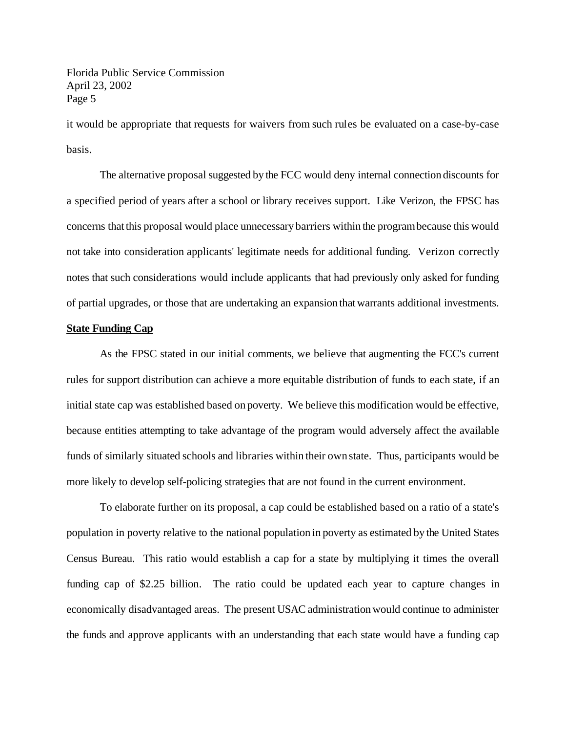it would be appropriate that requests for waivers from such rules be evaluated on a case-by-case basis.

The alternative proposal suggested by the FCC would deny internal connection discounts for a specified period of years after a school or library receives support. Like Verizon, the FPSC has concerns that this proposal would place unnecessary barriers within the program because this would not take into consideration applicants' legitimate needs for additional funding. Verizon correctly notes that such considerations would include applicants that had previously only asked for funding of partial upgrades, or those that are undertaking an expansion that warrants additional investments.

**State Funding Cap**

As the FPSC stated in our initial comments, we believe that augmenting the FCC's current rules for support distribution can achieve a more equitable distribution of funds to each state, if an initial state cap was established based on poverty. We believe this modification would be effective, because entities attempting to take advantage of the program would adversely affect the available funds of similarly situated schools and libraries within their own state. Thus, participants would be more likely to develop self-policing strategies that are not found in the current environment.

To elaborate further on its proposal, a cap could be established based on a ratio of a state's population in poverty relative to the national population in poverty as estimated by the United States Census Bureau. This ratio would establish a cap for a state by multiplying it times the overall funding cap of $2.25 billion. The ratio could be updated each year to capture changes in economically disadvantaged areas. The present USAC administration would continue to administer the funds and approve applicants with an understanding that each state would have a funding cap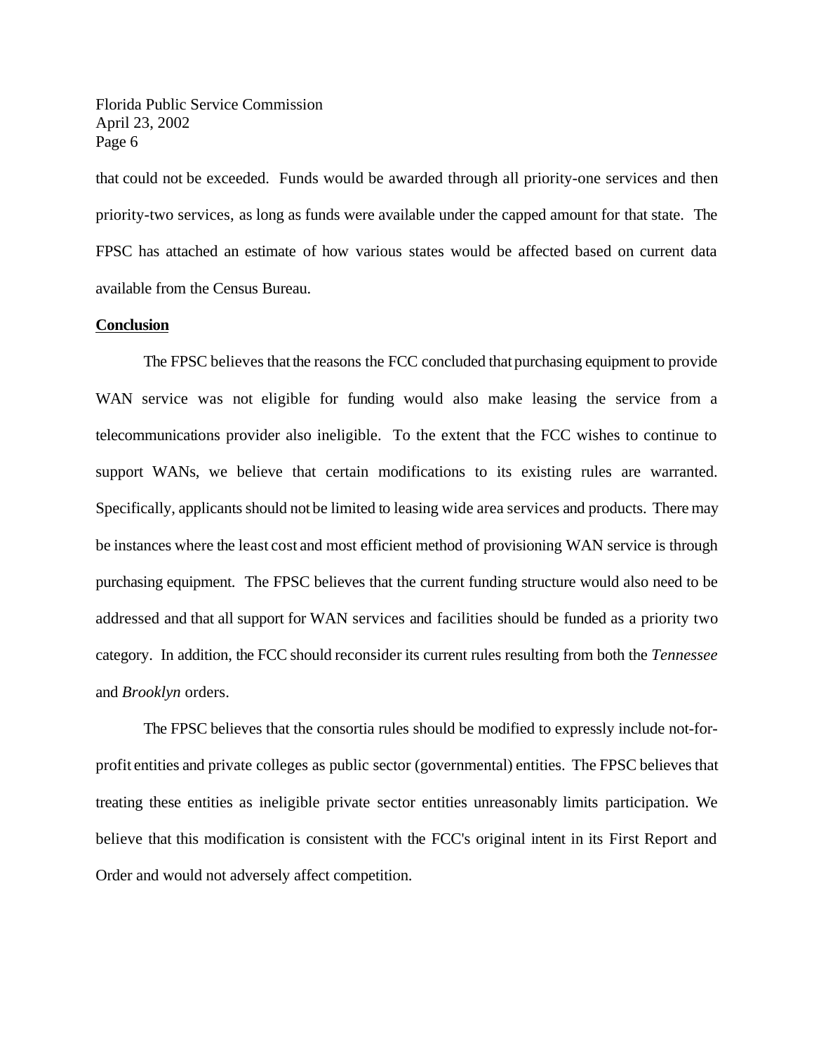that could not be exceeded. Funds would be awarded through all priority-one services and then priority-two services, as long as funds were available under the capped amount for that state. The FPSC has attached an estimate of how various states would be affected based on current data available from the Census Bureau.

**Conclusion**

The FPSC believes that the reasons the FCC concluded that purchasing equipment to provide WAN service was not eligible for funding would also make leasing the service from a telecommunications provider also ineligible. To the extent that the FCC wishes to continue to support WANs, we believe that certain modifications to its existing rules are warranted. Specifically, applicants should not be limited to leasing wide area services and products. There may be instances where the least cost and most efficient method of provisioning WAN service is through purchasing equipment. The FPSC believes that the current funding structure would also need to be addressed and that all support for WAN services and facilities should be funded as a priority two category. In addition, the FCC should reconsider its current rules resulting from both the *Tennessee* and *Brooklyn* orders.

The FPSC believes that the consortia rules should be modified to expressly include not-for-profit entities and private colleges as public sector (governmental) entities. The FPSC believes that treating these entities as ineligible private sector entities unreasonably limits participation. We believe that this modification is consistent with the FCC's original intent in its First Report and Order and would not adversely affect competition.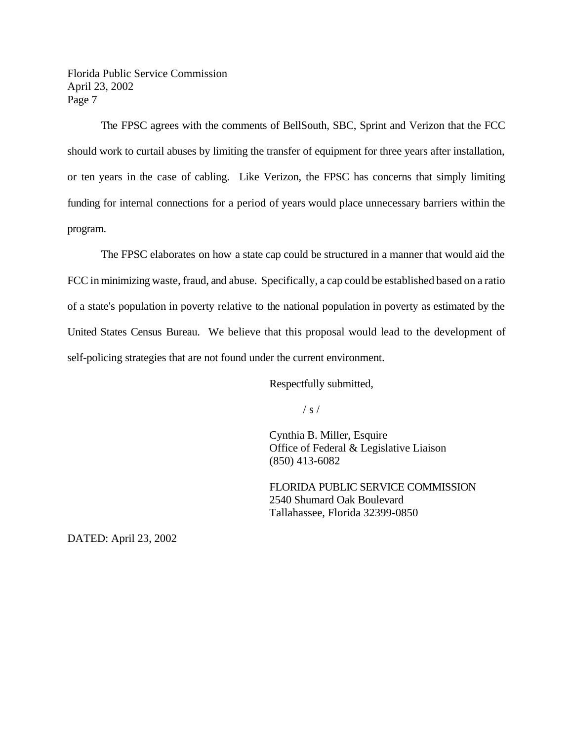The FPSC agrees with the comments of BellSouth, SBC, Sprint and Verizon that the FCC should work to curtail abuses by limiting the transfer of equipment for three years after installation, or ten years in the case of cabling. Like Verizon, the FPSC has concerns that simply limiting funding for internal connections for a period of years would place unnecessary barriers within the program.

The FPSC elaborates on how a state cap could be structured in a manner that would aid the FCC in minimizing waste, fraud, and abuse. Specifically, a cap could be established based on a ratio of a state's population in poverty relative to the national population in poverty as estimated by the United States Census Bureau. We believe that this proposal would lead to the development of self-policing strategies that are not found under the current environment.

Respectfully submitted,

/ s /

Cynthia B. Miller, Esquire
Office of Federal & Legislative Liaison
(850) 413-6082

FLORIDA PUBLIC SERVICE COMMISSION
2540 Shumard Oak Boulevard
Tallahassee, Florida 32399-0850

DATED: April 23, 2002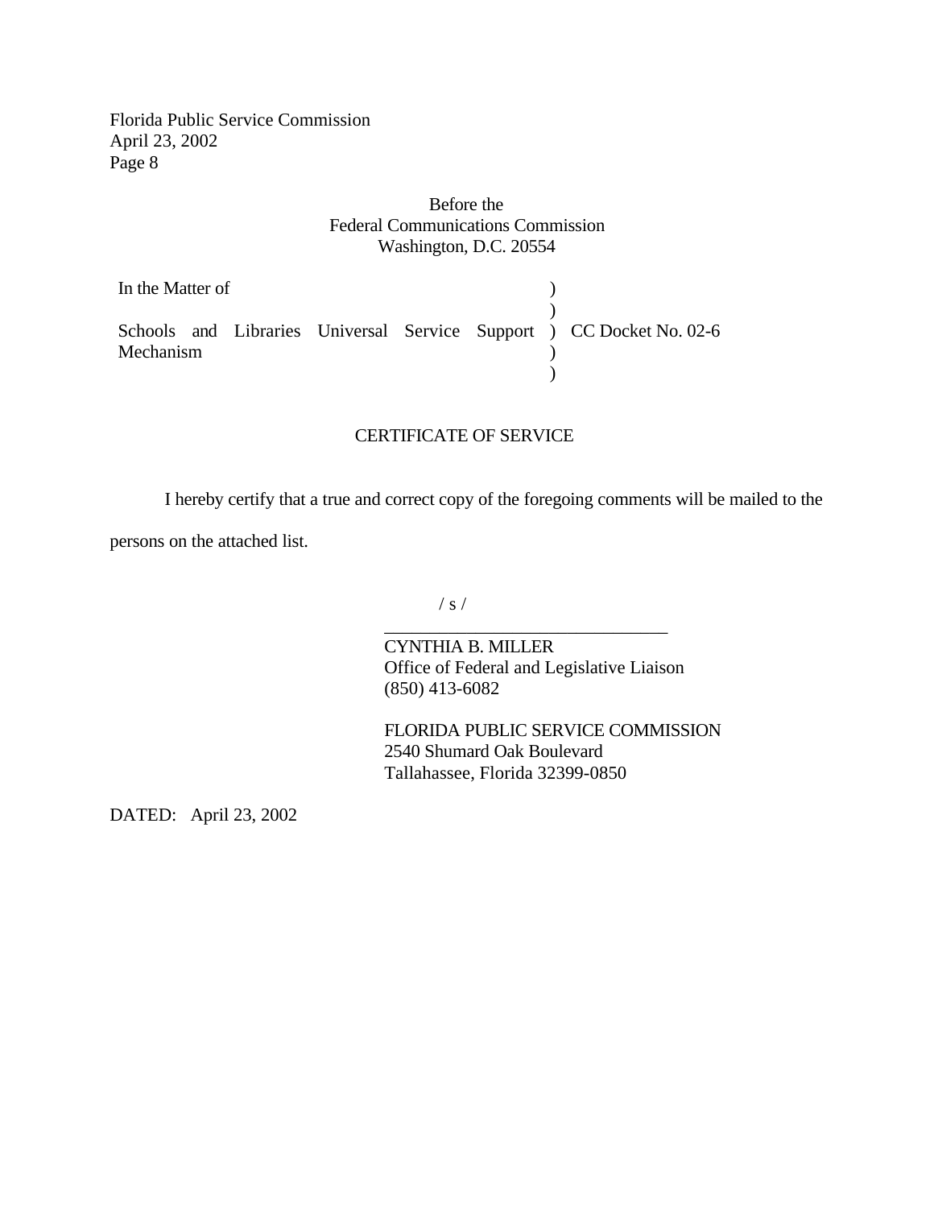Before the
Federal Communications Commission
Washington, D.C. 20554

| In the Matter of | ) | |
|---|---|---|
| | ) | |
| Schools and Libraries Universal Service Support Mechanism | ) | CC Docket No. 02-6 |
| | ) | |
| | ) | |

CERTIFICATE OF SERVICE

I hereby certify that a true and correct copy of the foregoing comments will be mailed to the persons on the attached list.

/ s /

_______________________________

CYNTHIA B. MILLER
Office of Federal and Legislative Liaison
(850) 413-6082

FLORIDA PUBLIC SERVICE COMMISSION
2540 Shumard Oak Boulevard
Tallahassee, Florida 32399-0850

DATED: April 23, 2002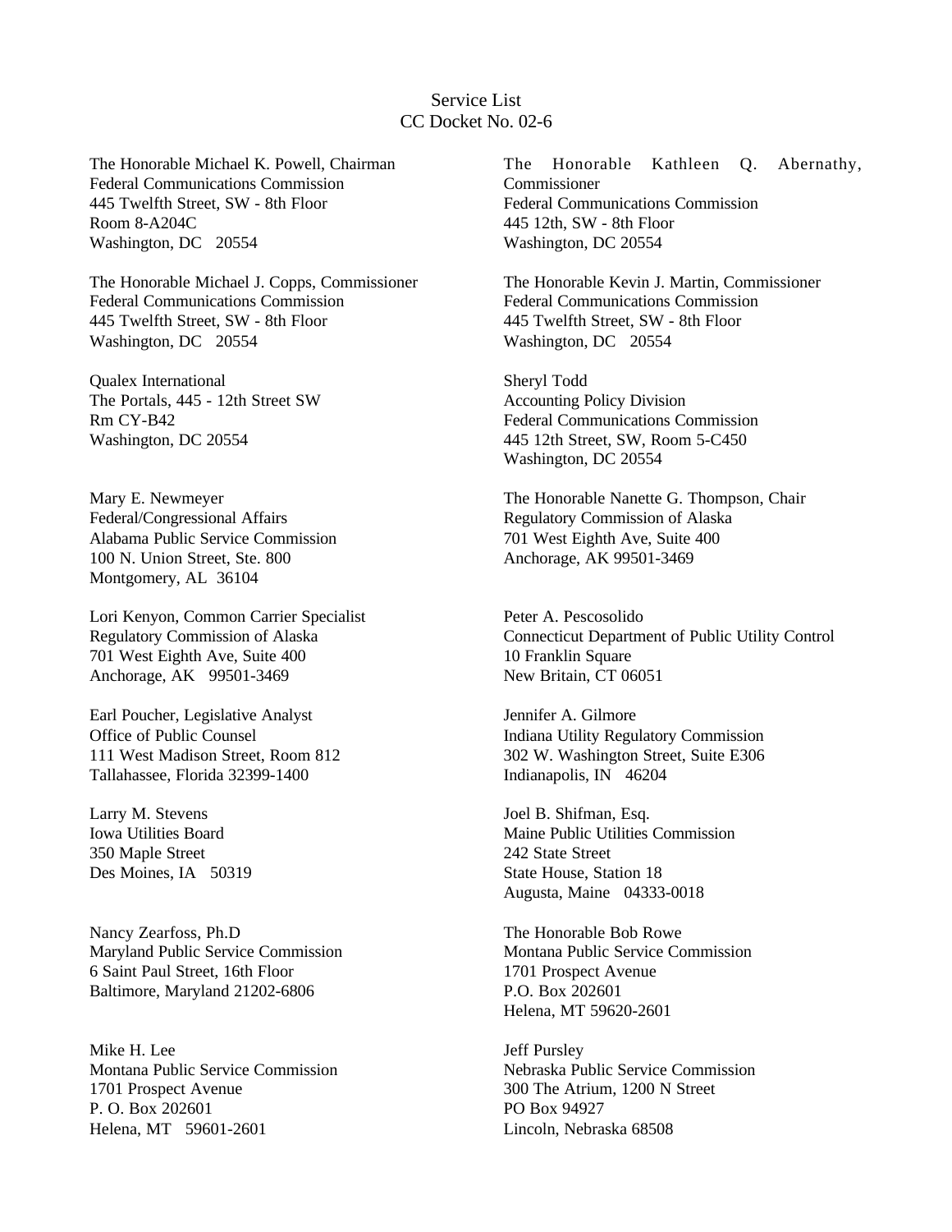Service List
CC Docket No. 02-6

The Honorable Michael K. Powell, Chairman
Federal Communications Commission
445 Twelfth Street, SW - 8th Floor
Room 8-A204C
Washington, DC 20554

The Honorable Kathleen Q. Abernathy, Commissioner
Federal Communications Commission
445 12th, SW - 8th Floor
Washington, DC 20554

The Honorable Michael J. Copps, Commissioner
Federal Communications Commission
445 Twelfth Street, SW - 8th Floor
Washington, DC 20554

The Honorable Kevin J. Martin, Commissioner
Federal Communications Commission
445 Twelfth Street, SW - 8th Floor
Washington, DC 20554

Qualex International
The Portals, 445 - 12th Street SW
Rm CY-B42
Washington, DC 20554

Sheryl Todd
Accounting Policy Division
Federal Communications Commission
445 12th Street, SW, Room 5-C450
Washington, DC 20554

Mary E. Newmeyer
Federal/Congressional Affairs
Alabama Public Service Commission
100 N. Union Street, Ste. 800
Montgomery, AL 36104

The Honorable Nanette G. Thompson, Chair
Regulatory Commission of Alaska
701 West Eighth Ave, Suite 400
Anchorage, AK 99501-3469

Lori Kenyon, Common Carrier Specialist
Regulatory Commission of Alaska
701 West Eighth Ave, Suite 400
Anchorage, AK 99501-3469

Peter A. Pescosolido
Connecticut Department of Public Utility Control
10 Franklin Square
New Britain, CT 06051

Earl Poucher, Legislative Analyst
Office of Public Counsel
111 West Madison Street, Room 812
Tallahassee, Florida 32399-1400

Jennifer A. Gilmore
Indiana Utility Regulatory Commission
302 W. Washington Street, Suite E306
Indianapolis, IN 46204

Larry M. Stevens
Iowa Utilities Board
350 Maple Street
Des Moines, IA 50319

Joel B. Shifman, Esq.
Maine Public Utilities Commission
242 State Street
State House, Station 18
Augusta, Maine 04333-0018

Nancy Zearfoss, Ph.D
Maryland Public Service Commission
6 Saint Paul Street, 16th Floor
Baltimore, Maryland 21202-6806

The Honorable Bob Rowe
Montana Public Service Commission
1701 Prospect Avenue
P.O. Box 202601
Helena, MT 59620-2601

Mike H. Lee
Montana Public Service Commission
1701 Prospect Avenue
P. O. Box 202601
Helena, MT 59601-2601

Jeff Pursley
Nebraska Public Service Commission
300 The Atrium, 1200 N Street
PO Box 94927
Lincoln, Nebraska 68508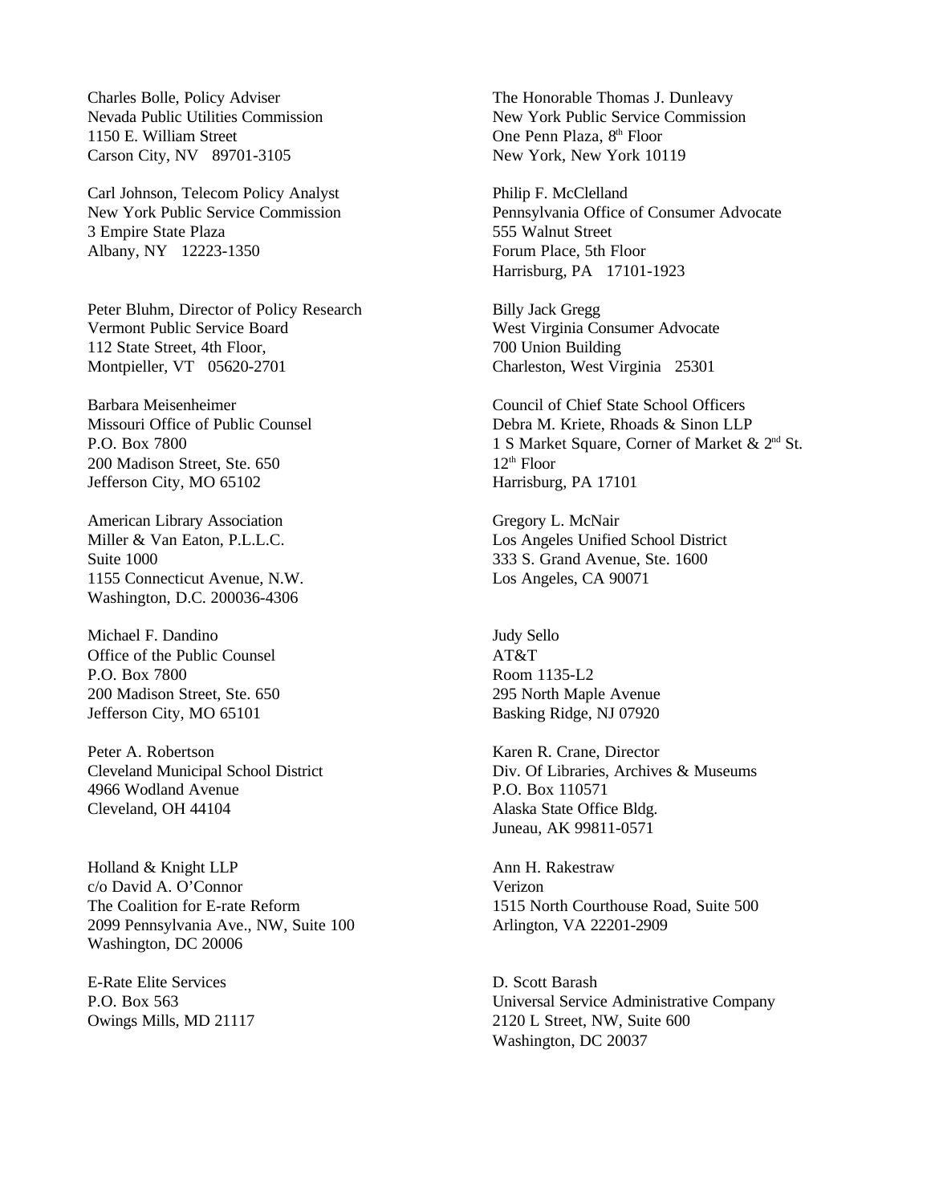Charles Bolle, Policy Adviser
Nevada Public Utilities Commission
1150 E. William Street
Carson City, NV 89701-3105

Carl Johnson, Telecom Policy Analyst
New York Public Service Commission
3 Empire State Plaza
Albany, NY 12223-1350

Peter Bluhm, Director of Policy Research
Vermont Public Service Board
112 State Street, 4th Floor,
Montpieller, VT 05620-2701

Barbara Meisenheimer
Missouri Office of Public Counsel
P.O. Box 7800
200 Madison Street, Ste. 650
Jefferson City, MO 65102

American Library Association
Miller & Van Eaton, P.L.L.C.
Suite 1000
1155 Connecticut Avenue, N.W.
Washington, D.C. 200036-4306

Michael F. Dandino
Office of the Public Counsel
P.O. Box 7800
200 Madison Street, Ste. 650
Jefferson City, MO 65101

Peter A. Robertson
Cleveland Municipal School District
4966 Wodland Avenue
Cleveland, OH 44104

Holland & Knight LLP
c/o David A. O'Connor
The Coalition for E-rate Reform
2099 Pennsylvania Ave., NW, Suite 100
Washington, DC 20006

E-Rate Elite Services
P.O. Box 563
Owings Mills, MD 21117

The Honorable Thomas J. Dunleavy
New York Public Service Commission
One Penn Plaza, 8th Floor
New York, New York 10119

Philip F. McClelland
Pennsylvania Office of Consumer Advocate
555 Walnut Street
Forum Place, 5th Floor
Harrisburg, PA 17101-1923

Billy Jack Gregg
West Virginia Consumer Advocate
700 Union Building
Charleston, West Virginia 25301

Council of Chief State School Officers
Debra M. Kriete, Rhoads & Sinon LLP
1 S Market Square, Corner of Market & 2nd St.
12th Floor
Harrisburg, PA 17101

Gregory L. McNair
Los Angeles Unified School District
333 S. Grand Avenue, Ste. 1600
Los Angeles, CA 90071

Judy Sello
AT&T
Room 1135-L2
295 North Maple Avenue
Basking Ridge, NJ 07920

Karen R. Crane, Director
Div. Of Libraries, Archives & Museums
P.O. Box 110571
Alaska State Office Bldg.
Juneau, AK 99811-0571

Ann H. Rakestraw
Verizon
1515 North Courthouse Road, Suite 500
Arlington, VA 22201-2909

D. Scott Barash
Universal Service Administrative Company
2120 L Street, NW, Suite 600
Washington, DC 20037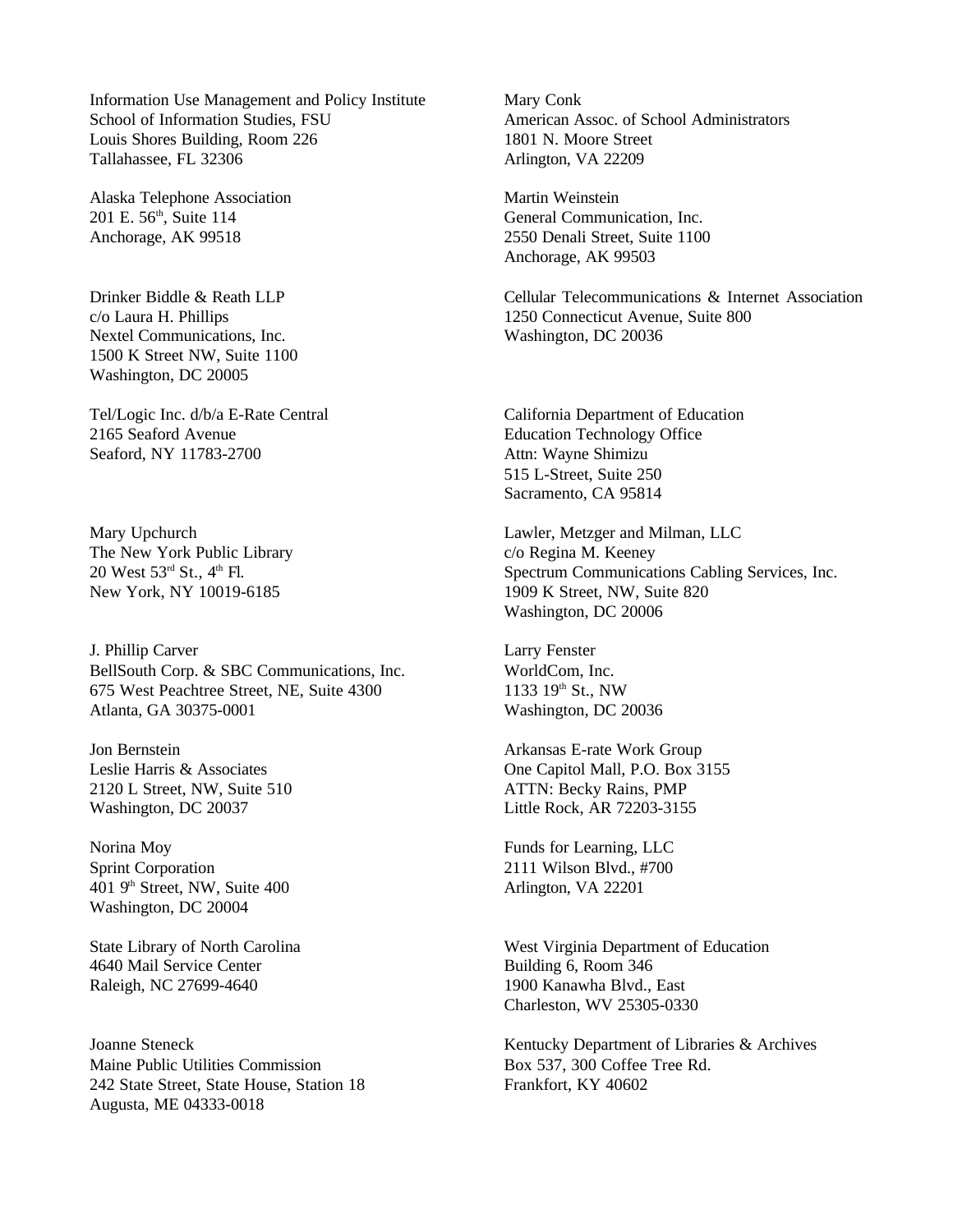Information Use Management and Policy Institute
School of Information Studies, FSU
Louis Shores Building, Room 226
Tallahassee, FL 32306

Mary Conk
American Assoc. of School Administrators
1801 N. Moore Street
Arlington, VA 22209

Alaska Telephone Association
201 E. 56th, Suite 114
Anchorage, AK 99518

Martin Weinstein
General Communication, Inc.
2550 Denali Street, Suite 1100
Anchorage, AK 99503

Drinker Biddle & Reath LLP
c/o Laura H. Phillips
Nextel Communications, Inc.
1500 K Street NW, Suite 1100
Washington, DC 20005

Cellular Telecommunications & Internet Association
1250 Connecticut Avenue, Suite 800
Washington, DC 20036

Tel/Logic Inc. d/b/a E-Rate Central
2165 Seaford Avenue
Seaford, NY 11783-2700

California Department of Education
Education Technology Office
Attn: Wayne Shimizu
515 L-Street, Suite 250
Sacramento, CA 95814

Mary Upchurch
The New York Public Library
20 West 53rd St., 4th Fl.
New York, NY 10019-6185

Lawler, Metzger and Milman, LLC
c/o Regina M. Keeney
Spectrum Communications Cabling Services, Inc.
1909 K Street, NW, Suite 820
Washington, DC 20006

J. Phillip Carver
BellSouth Corp. & SBC Communications, Inc.
675 West Peachtree Street, NE, Suite 4300
Atlanta, GA 30375-0001

Larry Fenster
WorldCom, Inc.
1133 19th St., NW
Washington, DC 20036

Jon Bernstein
Leslie Harris & Associates
2120 L Street, NW, Suite 510
Washington, DC 20037

Arkansas E-rate Work Group
One Capitol Mall, P.O. Box 3155
ATTN: Becky Rains, PMP
Little Rock, AR 72203-3155

Norina Moy
Sprint Corporation
401 9th Street, NW, Suite 400
Washington, DC 20004

Funds for Learning, LLC
2111 Wilson Blvd., #700
Arlington, VA 22201

State Library of North Carolina
4640 Mail Service Center
Raleigh, NC 27699-4640

West Virginia Department of Education
Building 6, Room 346
1900 Kanawha Blvd., East
Charleston, WV 25305-0330

Joanne Steneck
Maine Public Utilities Commission
242 State Street, State House, Station 18
Augusta, ME 04333-0018

Kentucky Department of Libraries & Archives
Box 537, 300 Coffee Tree Rd.
Frankfort, KY 40602